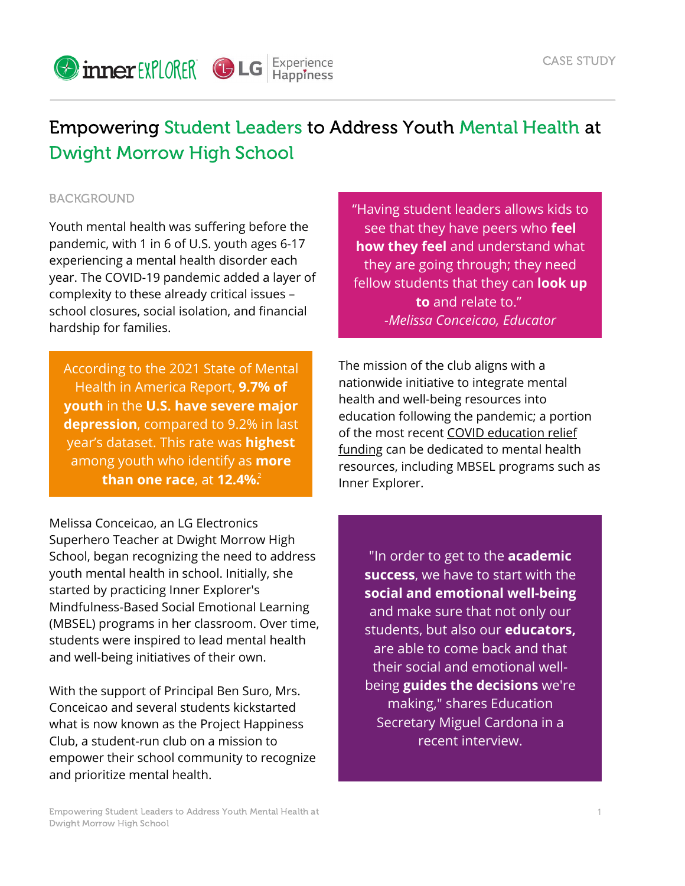CASE STUDY

# Empowering Student Leaders to Address Youth Mental Health at Dwight Morrow High School

## BACKGROUND

Youth mental health was suffering before the pandemic, with 1 in 6 of U.S. youth ages 6-17 experiencing a mental health disorder each year. The COVID-19 pandemic added a layer of complexity to these already critical issues – school closures, social isolation, and financial hardship for families.

> According to the 2021 State of Mental Health in America Report, **9.7% of youth** in the **U.S. have severe major depression**, compared to 9.2% in last year's dataset. This rate was **highest** among youth who identify as **more than one race**, at **12.4%**.[2]

Melissa Conceicao, an LG Electronics Superhero Teacher at Dwight Morrow High School, began recognizing the need to address youth mental health in school. Initially, she started by practicing Inner Explorer's Mindfulness-Based Social Emotional Learning (MBSEL) programs in her classroom. Over time, students were inspired to lead mental health and well-being initiatives of their own.

With the support of Principal Ben Suro, Mrs. Conceicao and several students kickstarted what is now known as the Project Happiness Club, a student-run club on a mission to empower their school community to recognize and prioritize mental health.

> "Having student leaders allows kids to see that they have peers who **feel how they feel** and understand what they are going through; they need fellow students that they can **look up to** and relate to."
> *-Melissa Conceicao, Educator*

The mission of the club aligns with a nationwide initiative to integrate mental health and well-being resources into education following the pandemic; a portion of the most recent COVID education relief funding can be dedicated to mental health resources, including MBSEL programs such as Inner Explorer.

> "In order to get to the **academic success**, we have to start with the **social and emotional well-being** and make sure that not only our students, but also our **educators,** are able to come back and that their social and emotional well-being **guides the decisions** we're making," shares Education Secretary Miguel Cardona in a recent interview.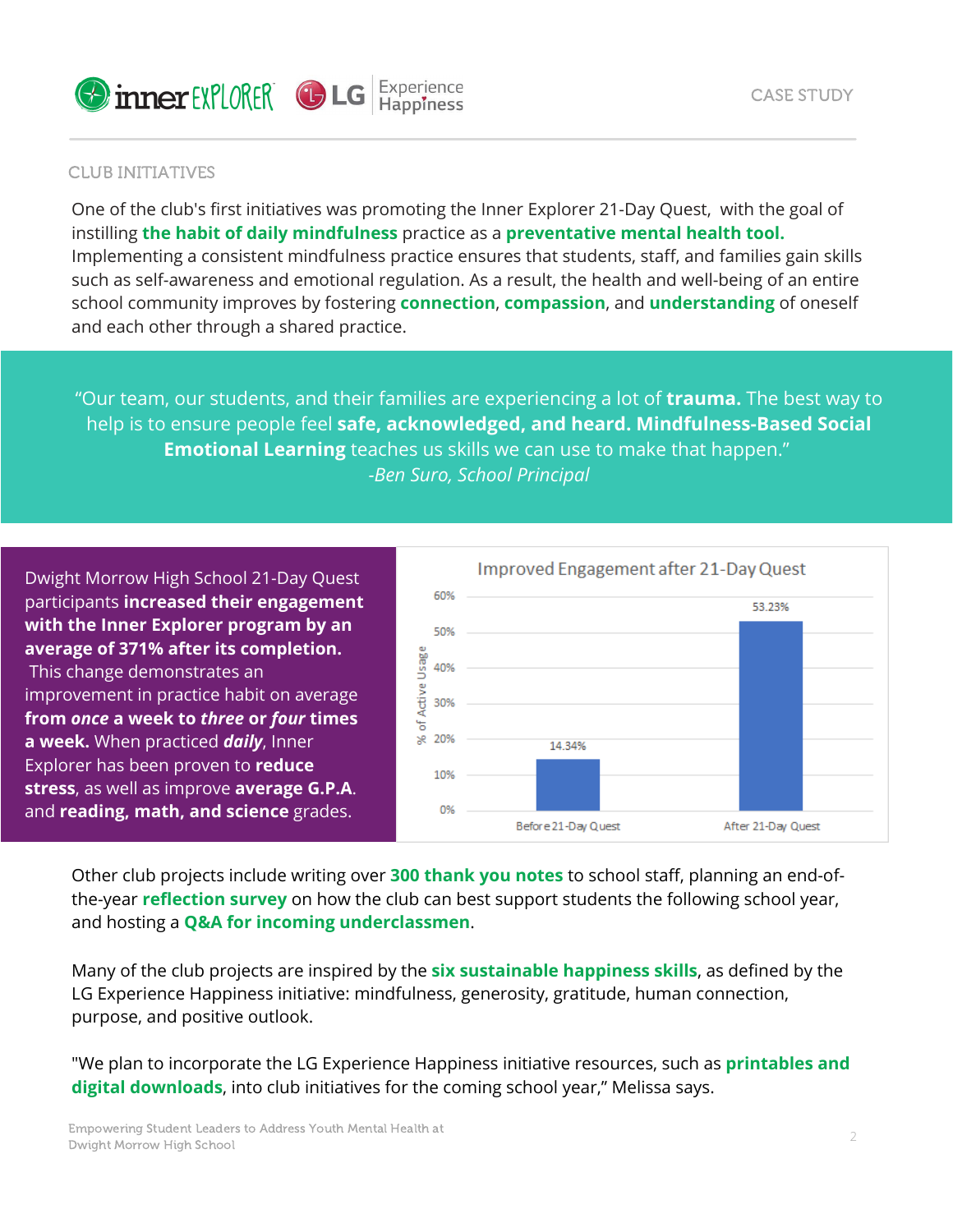## CLUB INITIATIVES

One of the club's first initiatives was promoting the Inner Explorer 21-Day Quest, with the goal of instilling **the habit of daily mindfulness** practice as a **preventative mental health tool.** Implementing a consistent mindfulness practice ensures that students, staff, and families gain skills such as self-awareness and emotional regulation. As a result, the health and well-being of an entire school community improves by fostering **connection**, **compassion**, and **understanding** of oneself and each other through a shared practice.

> "Our team, our students, and their families are experiencing a lot of **trauma.** The best way to help is to ensure people feel **safe, acknowledged, and heard. Mindfulness-Based Social Emotional Learning** teaches us skills we can use to make that happen."
> *-Ben Suro, School Principal*

Dwight Morrow High School 21-Day Quest participants **increased their engagement with the Inner Explorer program by an average of 371% after its completion.** This change demonstrates an improvement in practice habit on average **from *once* a week to *three* or *four* times a week.** When practiced ***daily***, Inner Explorer has been proven to **reduce stress**, as well as improve **average G.P.A.** and **reading, math, and science** grades.

**Improved Engagement after 21-Day Quest**

| | % of Active Usage |
|---|---|
| Before 21-Day Quest | 14.34% |
| After 21-Day Quest | 53.23% |

Other club projects include writing over **300 thank you notes** to school staff, planning an end-of-the-year **reflection survey** on how the club can best support students the following school year, and hosting a **Q&A for incoming underclassmen**.

Many of the club projects are inspired by the **six sustainable happiness skills**, as defined by the LG Experience Happiness initiative: mindfulness, generosity, gratitude, human connection, purpose, and positive outlook.

"We plan to incorporate the LG Experience Happiness initiative resources, such as **printables and digital downloads**, into club initiatives for the coming school year," Melissa says.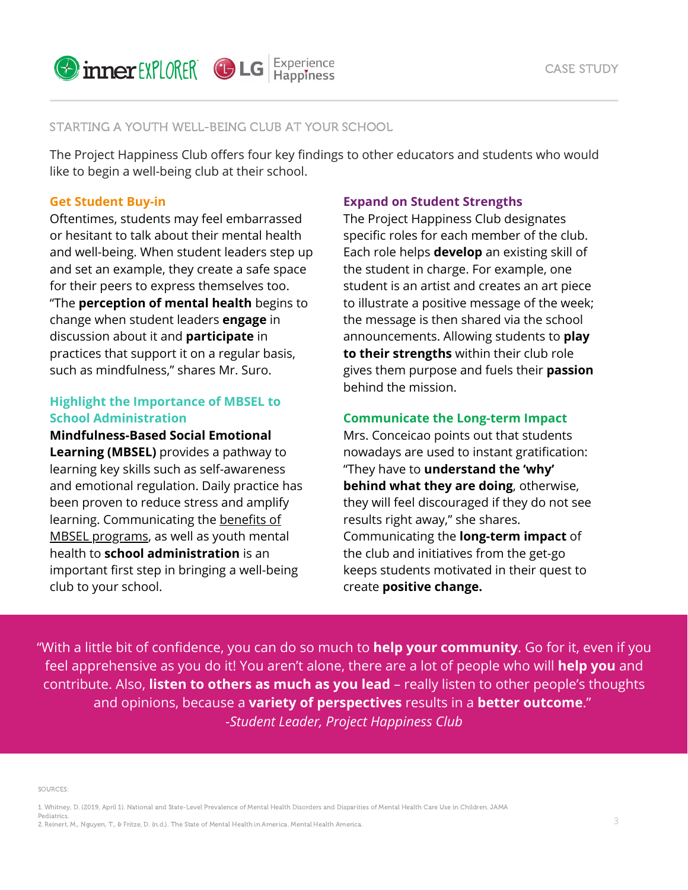## STARTING A YOUTH WELL-BEING CLUB AT YOUR SCHOOL

The Project Happiness Club offers four key findings to other educators and students who would like to begin a well-being club at their school.

### Get Student Buy-in

Oftentimes, students may feel embarrassed or hesitant to talk about their mental health and well-being. When student leaders step up and set an example, they create a safe space for their peers to express themselves too. "The **perception of mental health** begins to change when student leaders **engage** in discussion about it and **participate** in practices that support it on a regular basis, such as mindfulness," shares Mr. Suro.

### Highlight the Importance of MBSEL to School Administration

**Mindfulness-Based Social Emotional Learning (MBSEL)** provides a pathway to learning key skills such as self-awareness and emotional regulation. Daily practice has been proven to reduce stress and amplify learning. Communicating the benefits of MBSEL programs, as well as youth mental health to **school administration** is an important first step in bringing a well-being club to your school.

### Expand on Student Strengths

The Project Happiness Club designates specific roles for each member of the club. Each role helps **develop** an existing skill of the student in charge. For example, one student is an artist and creates an art piece to illustrate a positive message of the week; the message is then shared via the school announcements. Allowing students to **play to their strengths** within their club role gives them purpose and fuels their **passion** behind the mission.

### Communicate the Long-term Impact

Mrs. Conceicao points out that students nowadays are used to instant gratification: "They have to **understand the 'why' behind what they are doing**, otherwise, they will feel discouraged if they do not see results right away," she shares. Communicating the **long-term impact** of the club and initiatives from the get-go keeps students motivated in their quest to create **positive change.**

"With a little bit of confidence, you can do so much to **help your community**. Go for it, even if you feel apprehensive as you do it! You aren't alone, there are a lot of people who will **help you** and contribute. Also, **listen to others as much as you lead** – really listen to other people's thoughts and opinions, because a **variety of perspectives** results in a **better outcome**."
*-Student Leader, Project Happiness Club*

SOURCES:

1. Whitney, D. (2019, April 1). National and State-Level Prevalence of Mental Health Disorders and Disparities of Mental Health Care Use in Children. JAMA Pediatrics.
2. Reinert, M., Nguyen, T., & Fritze, D. (n.d.). The State of Mental Health in America. Mental Health America.